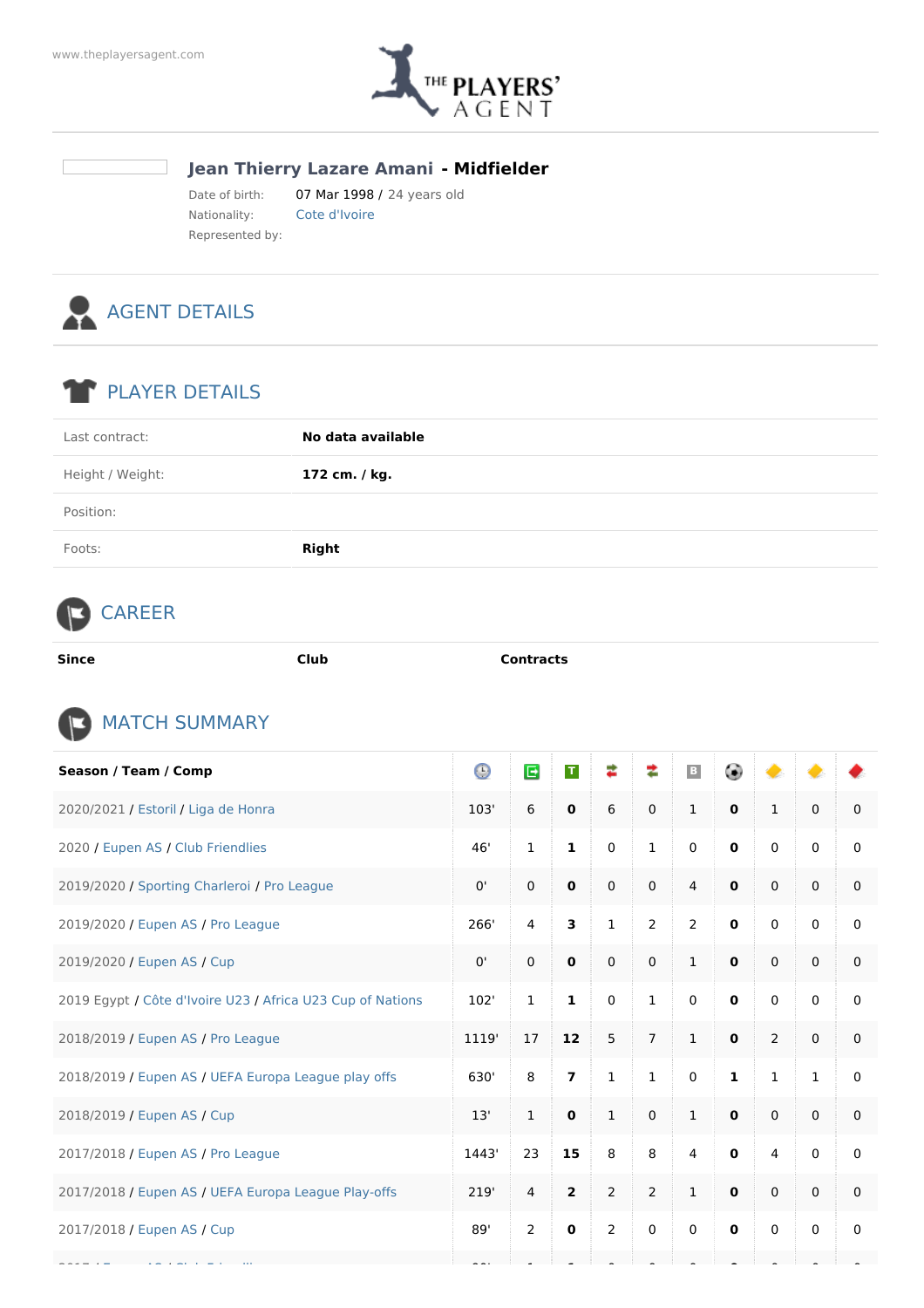www.theplayersagent.com

# Jean Thierry Lazare Amani - Midfielder

Date of birth: 07 Mar 1998 / 24 years old
Nationality: Cote d'Ivoire
Represented by:

## AGENT DETAILS

## PLAYER DETAILS

| | |
|---|---|
| Last contract: | **No data available** |
| Height / Weight: | **172 cm. / kg.** |
| Position: | |
| Foots: | **Right** |

## CAREER

| Since | Club | Contracts |
|---|---|---|

## MATCH SUMMARY

| Season / Team / Comp | | | | | | | | | | |
|---|---|---|---|---|---|---|---|---|---|---|
| 2020/2021 / Estoril / Liga de Honra | 103' | 6 | **0** | 6 | 0 | 1 | **0** | 1 | 0 | 0 |
| 2020 / Eupen AS / Club Friendlies | 46' | 1 | **1** | 0 | 1 | 0 | **0** | 0 | 0 | 0 |
| 2019/2020 / Sporting Charleroi / Pro League | 0' | 0 | **0** | 0 | 0 | 4 | **0** | 0 | 0 | 0 |
| 2019/2020 / Eupen AS / Pro League | 266' | 4 | **3** | 1 | 2 | 2 | **0** | 0 | 0 | 0 |
| 2019/2020 / Eupen AS / Cup | 0' | 0 | **0** | 0 | 0 | 1 | **0** | 0 | 0 | 0 |
| 2019 Egypt / Côte d'Ivoire U23 / Africa U23 Cup of Nations | 102' | 1 | **1** | 0 | 1 | 0 | **0** | 0 | 0 | 0 |
| 2018/2019 / Eupen AS / Pro League | 1119' | 17 | **12** | 5 | 7 | 1 | **0** | 2 | 0 | 0 |
| 2018/2019 / Eupen AS / UEFA Europa League play offs | 630' | 8 | **7** | 1 | 1 | 0 | **1** | 1 | 1 | 0 |
| 2018/2019 / Eupen AS / Cup | 13' | 1 | **0** | 1 | 0 | 1 | **0** | 0 | 0 | 0 |
| 2017/2018 / Eupen AS / Pro League | 1443' | 23 | **15** | 8 | 8 | 4 | **0** | 4 | 0 | 0 |
| 2017/2018 / Eupen AS / UEFA Europa League Play-offs | 219' | 4 | **2** | 2 | 2 | 1 | **0** | 0 | 0 | 0 |
| 2017/2018 / Eupen AS / Cup | 89' | 2 | **0** | 2 | 0 | 0 | **0** | 0 | 0 | 0 |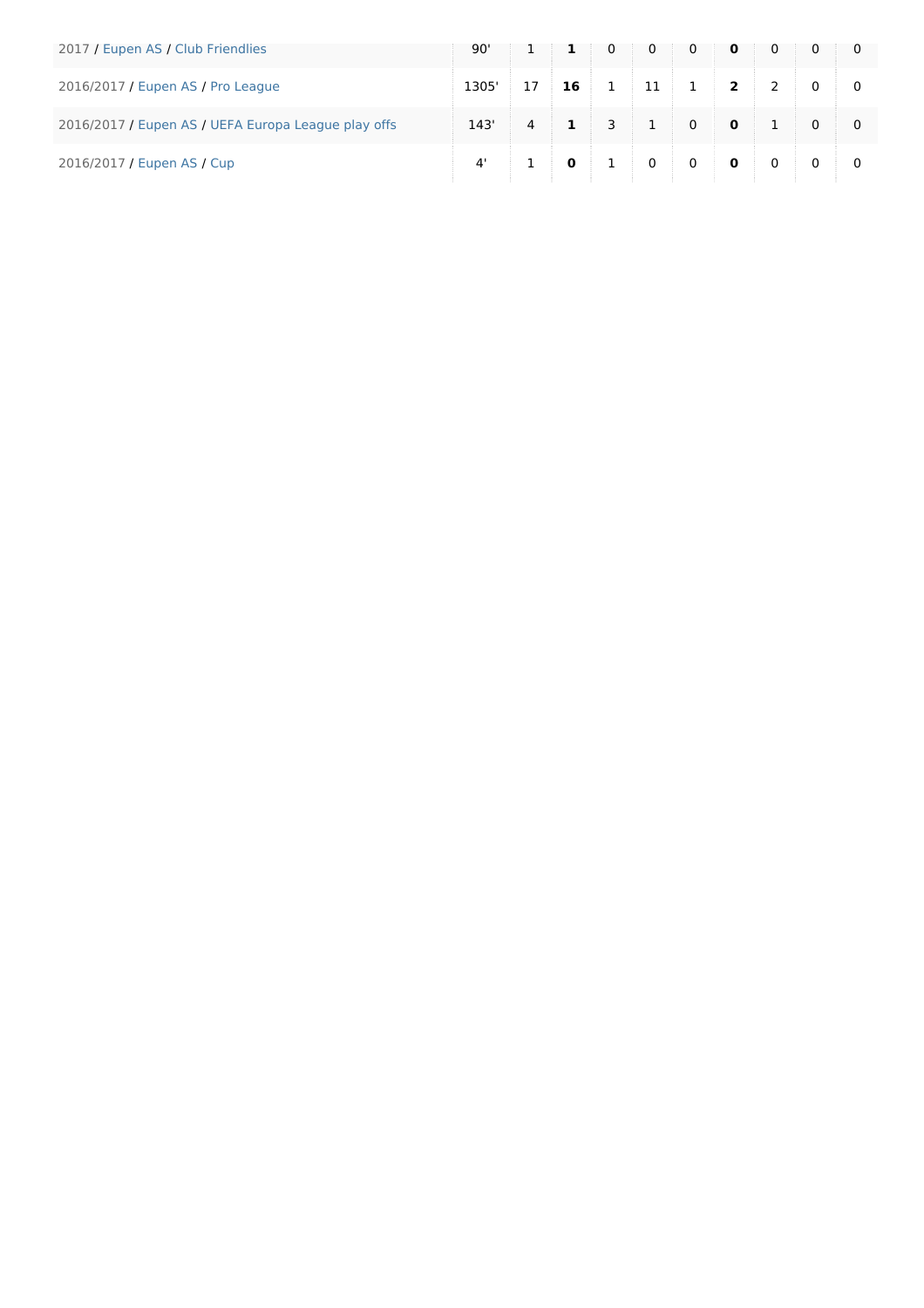| | | | | | | | | | | |
|---|---|---|---|---|---|---|---|---|---|---|
| 2017 / Eupen AS / Club Friendlies | 90' | 1 | **1** | 0 | 0 | 0 | **0** | 0 | 0 | 0 |
| 2016/2017 / Eupen AS / Pro League | 1305' | 17 | **16** | 1 | 11 | 1 | **2** | 2 | 0 | 0 |
| 2016/2017 / Eupen AS / UEFA Europa League play offs | 143' | 4 | **1** | 3 | 1 | 0 | **0** | 1 | 0 | 0 |
| 2016/2017 / Eupen AS / Cup | 4' | 1 | **0** | 1 | 0 | 0 | **0** | 0 | 0 | 0 |